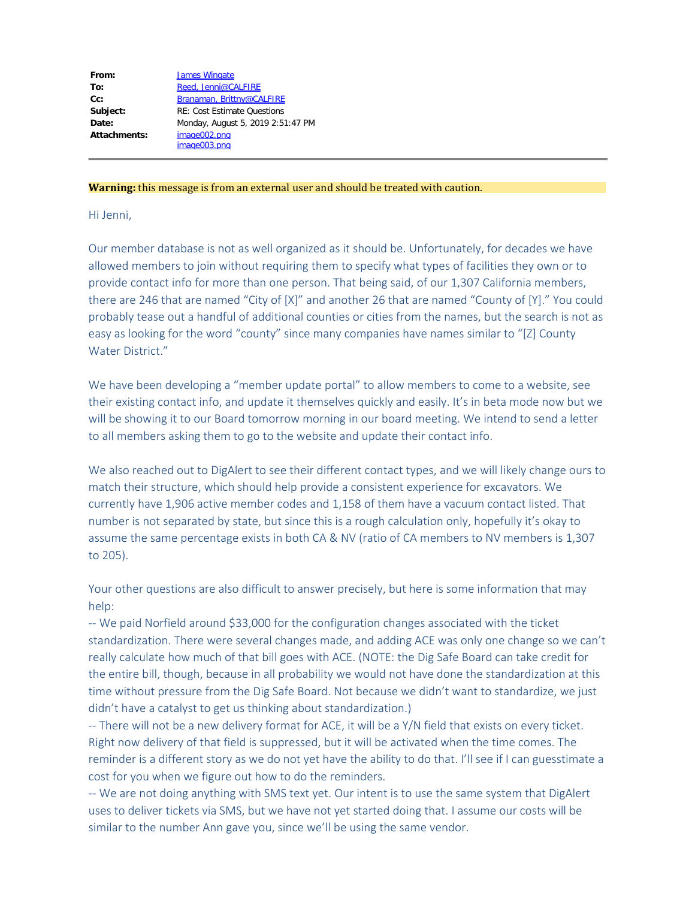| | |
|---|---|
| **From:** | James Wingate |
| **To:** | Reed, Jenni@CALFIRE |
| **Cc:** | Branaman, Brittny@CALFIRE |
| **Subject:** | RE: Cost Estimate Questions |
| **Date:** | Monday, August 5, 2019 2:51:47 PM |
| **Attachments:** | image002.png<br>image003.png |

---

**Warning:** this message is from an external user and should be treated with caution.

Hi Jenni,

Our member database is not as well organized as it should be. Unfortunately, for decades we have allowed members to join without requiring them to specify what types of facilities they own or to provide contact info for more than one person. That being said, of our 1,307 California members, there are 246 that are named "City of [X]" and another 26 that are named "County of [Y]." You could probably tease out a handful of additional counties or cities from the names, but the search is not as easy as looking for the word "county" since many companies have names similar to "[Z] County Water District."

We have been developing a "member update portal" to allow members to come to a website, see their existing contact info, and update it themselves quickly and easily. It's in beta mode now but we will be showing it to our Board tomorrow morning in our board meeting. We intend to send a letter to all members asking them to go to the website and update their contact info.

We also reached out to DigAlert to see their different contact types, and we will likely change ours to match their structure, which should help provide a consistent experience for excavators. We currently have 1,906 active member codes and 1,158 of them have a vacuum contact listed. That number is not separated by state, but since this is a rough calculation only, hopefully it's okay to assume the same percentage exists in both CA & NV (ratio of CA members to NV members is 1,307 to 205).

Your other questions are also difficult to answer precisely, but here is some information that may help:

-- We paid Norfield around $33,000 for the configuration changes associated with the ticket standardization. There were several changes made, and adding ACE was only one change so we can't really calculate how much of that bill goes with ACE. (NOTE: the Dig Safe Board can take credit for the entire bill, though, because in all probability we would not have done the standardization at this time without pressure from the Dig Safe Board. Not because we didn't want to standardize, we just didn't have a catalyst to get us thinking about standardization.)

-- There will not be a new delivery format for ACE, it will be a Y/N field that exists on every ticket. Right now delivery of that field is suppressed, but it will be activated when the time comes. The reminder is a different story as we do not yet have the ability to do that. I'll see if I can guesstimate a cost for you when we figure out how to do the reminders.

-- We are not doing anything with SMS text yet. Our intent is to use the same system that DigAlert uses to deliver tickets via SMS, but we have not yet started doing that. I assume our costs will be similar to the number Ann gave you, since we'll be using the same vendor.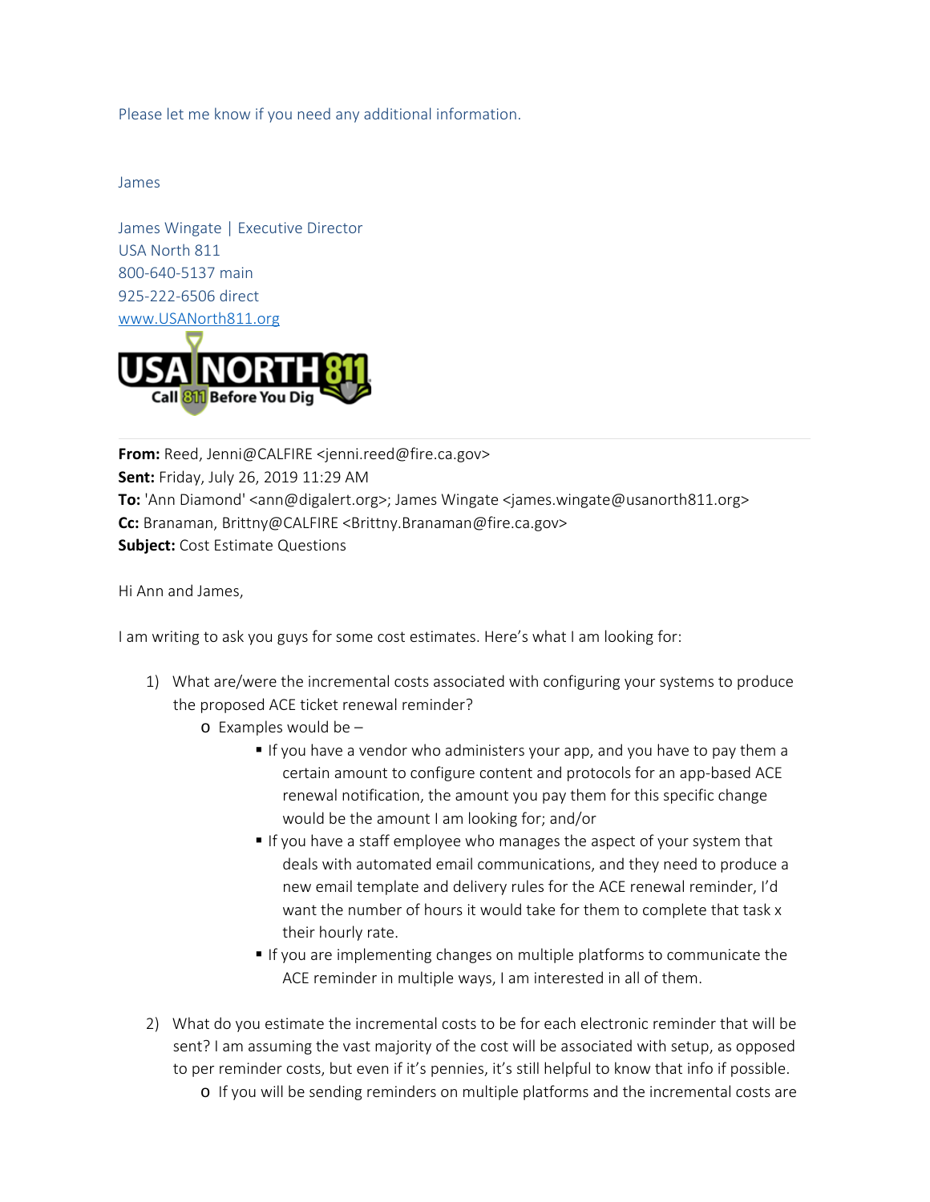Please let me know if you need any additional information.

James

James Wingate | Executive Director
USA North 811
800-640-5137 main
925-222-6506 direct
www.USANorth811.org

**From:** Reed, Jenni@CALFIRE <jenni.reed@fire.ca.gov>
**Sent:** Friday, July 26, 2019 11:29 AM
**To:** 'Ann Diamond' <ann@digalert.org>; James Wingate <james.wingate@usanorth811.org>
**Cc:** Branaman, Brittny@CALFIRE <Brittny.Branaman@fire.ca.gov>
**Subject:** Cost Estimate Questions

Hi Ann and James,

I am writing to ask you guys for some cost estimates. Here's what I am looking for:

1) What are/were the incremental costs associated with configuring your systems to produce the proposed ACE ticket renewal reminder?
   - Examples would be –
     - If you have a vendor who administers your app, and you have to pay them a certain amount to configure content and protocols for an app-based ACE renewal notification, the amount you pay them for this specific change would be the amount I am looking for; and/or
     - If you have a staff employee who manages the aspect of your system that deals with automated email communications, and they need to produce a new email template and delivery rules for the ACE renewal reminder, I'd want the number of hours it would take for them to complete that task x their hourly rate.
     - If you are implementing changes on multiple platforms to communicate the ACE reminder in multiple ways, I am interested in all of them.

2) What do you estimate the incremental costs to be for each electronic reminder that will be sent? I am assuming the vast majority of the cost will be associated with setup, as opposed to per reminder costs, but even if it's pennies, it's still helpful to know that info if possible.
   - If you will be sending reminders on multiple platforms and the incremental costs are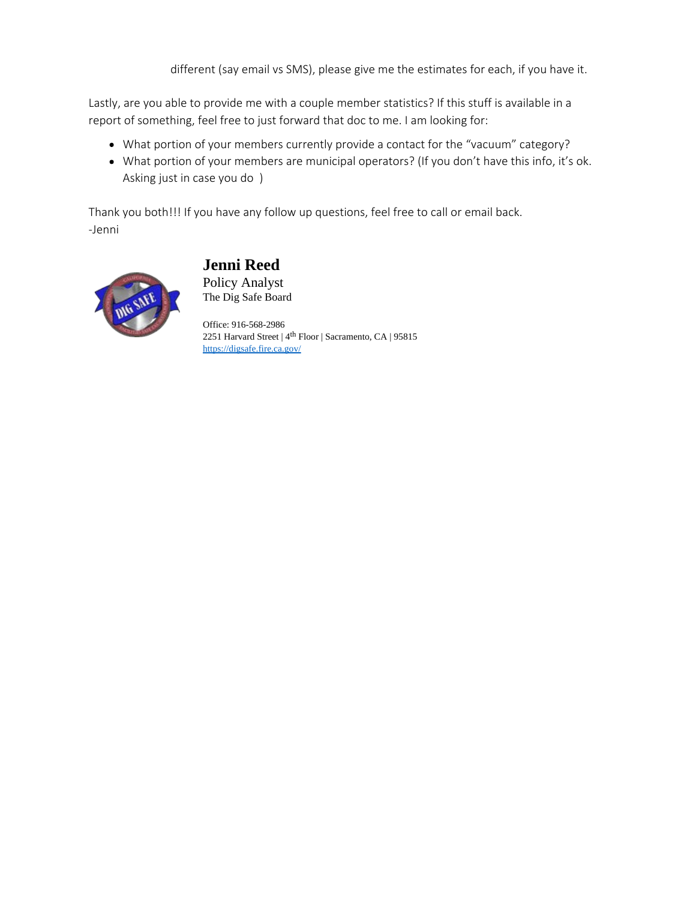different (say email vs SMS), please give me the estimates for each, if you have it.

Lastly, are you able to provide me with a couple member statistics? If this stuff is available in a report of something, feel free to just forward that doc to me. I am looking for:

- What portion of your members currently provide a contact for the "vacuum" category?
- What portion of your members are municipal operators? (If you don't have this info, it's ok. Asking just in case you do )

Thank you both!!! If you have any follow up questions, feel free to call or email back.
-Jenni

**Jenni Reed**
Policy Analyst
The Dig Safe Board

Office: 916-568-2986
2251 Harvard Street | 4th Floor | Sacramento, CA | 95815
https://digsafe.fire.ca.gov/